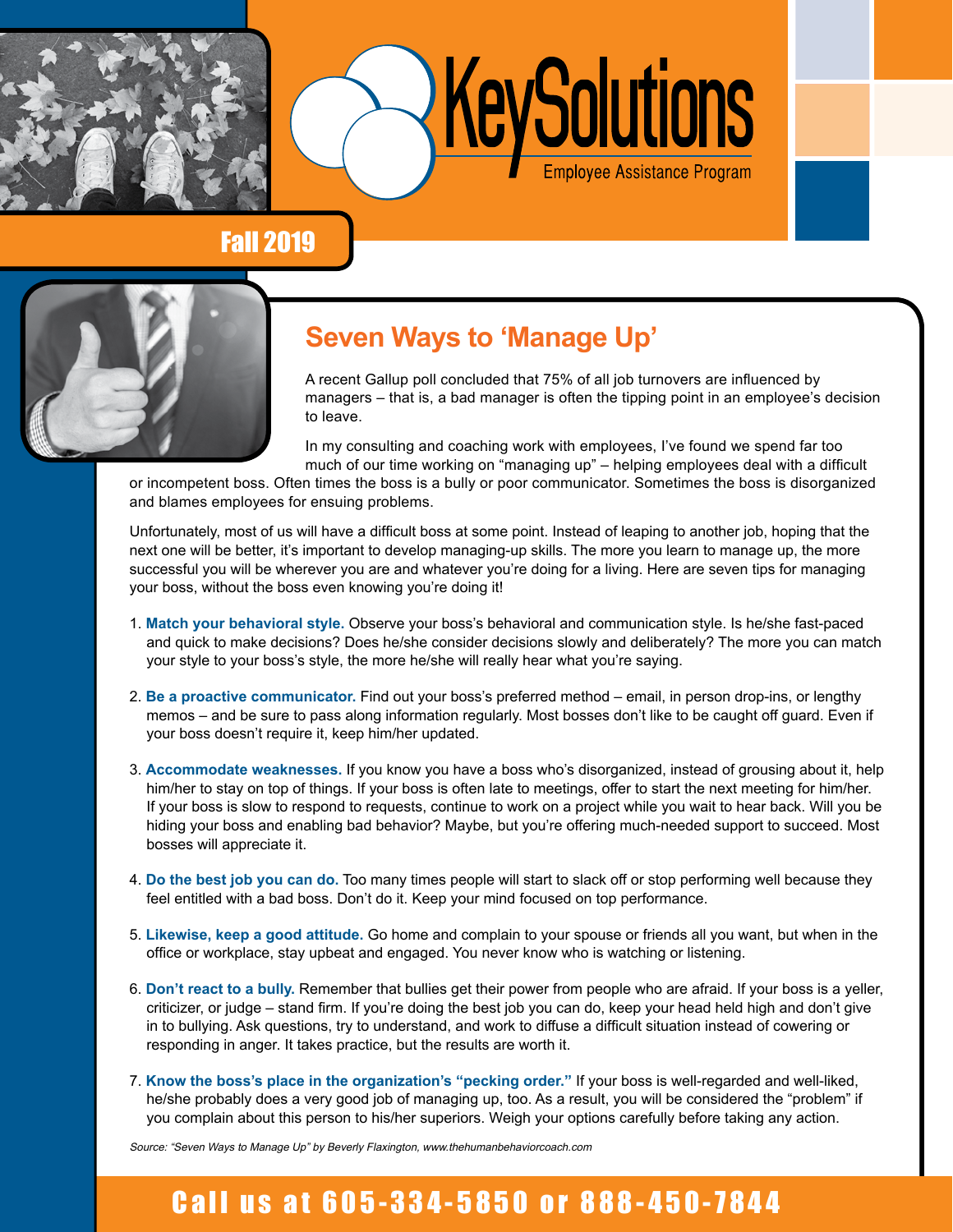# KeySolutions

Employee Assistance Program

Fall 2019

## Seven Ways to 'Manage Up'

A recent Gallup poll concluded that 75% of all job turnovers are influenced by managers – that is, a bad manager is often the tipping point in an employee's decision to leave.

In my consulting and coaching work with employees, I've found we spend far too much of our time working on "managing up" – helping employees deal with a difficult or incompetent boss. Often times the boss is a bully or poor communicator. Sometimes the boss is disorganized and blames employees for ensuing problems.

Unfortunately, most of us will have a difficult boss at some point. Instead of leaping to another job, hoping that the next one will be better, it's important to develop managing-up skills. The more you learn to manage up, the more successful you will be wherever you are and whatever you're doing for a living. Here are seven tips for managing your boss, without the boss even knowing you're doing it!

1. **Match your behavioral style.** Observe your boss's behavioral and communication style. Is he/she fast-paced and quick to make decisions? Does he/she consider decisions slowly and deliberately? The more you can match your style to your boss's style, the more he/she will really hear what you're saying.
2. **Be a proactive communicator.** Find out your boss's preferred method – email, in person drop-ins, or lengthy memos – and be sure to pass along information regularly. Most bosses don't like to be caught off guard. Even if your boss doesn't require it, keep him/her updated.
3. **Accommodate weaknesses.** If you know you have a boss who's disorganized, instead of grousing about it, help him/her to stay on top of things. If your boss is often late to meetings, offer to start the next meeting for him/her. If your boss is slow to respond to requests, continue to work on a project while you wait to hear back. Will you be hiding your boss and enabling bad behavior? Maybe, but you're offering much-needed support to succeed. Most bosses will appreciate it.
4. **Do the best job you can do.** Too many times people will start to slack off or stop performing well because they feel entitled with a bad boss. Don't do it. Keep your mind focused on top performance.
5. **Likewise, keep a good attitude.** Go home and complain to your spouse or friends all you want, but when in the office or workplace, stay upbeat and engaged. You never know who is watching or listening.
6. **Don't react to a bully.** Remember that bullies get their power from people who are afraid. If your boss is a yeller, criticizer, or judge – stand firm. If you're doing the best job you can do, keep your head held high and don't give in to bullying. Ask questions, try to understand, and work to diffuse a difficult situation instead of cowering or responding in anger. It takes practice, but the results are worth it.
7. **Know the boss's place in the organization's "pecking order."** If your boss is well-regarded and well-liked, he/she probably does a very good job of managing up, too. As a result, you will be considered the "problem" if you complain about this person to his/her superiors. Weigh your options carefully before taking any action.

*Source: "Seven Ways to Manage Up" by Beverly Flaxington, www.thehumanbehaviorcoach.com*

**Call us at 605-334-5850 or 888-450-7844**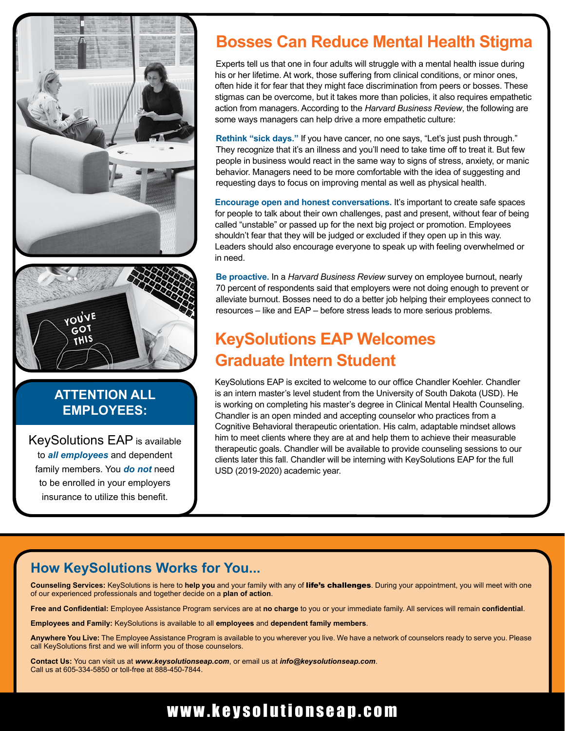## ATTENTION ALL EMPLOYEES:

KeySolutions EAP is available to ***all employees*** and dependent family members. You ***do not*** need to be enrolled in your employers insurance to utilize this benefit.

## Bosses Can Reduce Mental Health Stigma

Experts tell us that one in four adults will struggle with a mental health issue during his or her lifetime. At work, those suffering from clinical conditions, or minor ones, often hide it for fear that they might face discrimination from peers or bosses. These stigmas can be overcome, but it takes more than policies, it also requires empathetic action from managers. According to the *Harvard Business Review*, the following are some ways managers can help drive a more empathetic culture:

**Rethink "sick days."** If you have cancer, no one says, "Let's just push through." They recognize that it's an illness and you'll need to take time off to treat it. But few people in business would react in the same way to signs of stress, anxiety, or manic behavior. Managers need to be more comfortable with the idea of suggesting and requesting days to focus on improving mental as well as physical health.

**Encourage open and honest conversations.** It's important to create safe spaces for people to talk about their own challenges, past and present, without fear of being called "unstable" or passed up for the next big project or promotion. Employees shouldn't fear that they will be judged or excluded if they open up in this way. Leaders should also encourage everyone to speak up with feeling overwhelmed or in need.

**Be proactive.** In a *Harvard Business Review* survey on employee burnout, nearly 70 percent of respondents said that employers were not doing enough to prevent or alleviate burnout. Bosses need to do a better job helping their employees connect to resources – like and EAP – before stress leads to more serious problems.

## KeySolutions EAP Welcomes Graduate Intern Student

KeySolutions EAP is excited to welcome to our office Chandler Koehler. Chandler is an intern master's level student from the University of South Dakota (USD). He is working on completing his master's degree in Clinical Mental Health Counseling. Chandler is an open minded and accepting counselor who practices from a Cognitive Behavioral therapeutic orientation. His calm, adaptable mindset allows him to meet clients where they are at and help them to achieve their measurable therapeutic goals. Chandler will be available to provide counseling sessions to our clients later this fall. Chandler will be interning with KeySolutions EAP for the full USD (2019-2020) academic year.

## How KeySolutions Works for You...

**Counseling Services:** KeySolutions is here to **help you** and your family with any of **life's challenges**. During your appointment, you will meet with one of our experienced professionals and together decide on a **plan of action**.

**Free and Confidential:** Employee Assistance Program services are at **no charge** to you or your immediate family. All services will remain **confidential**.

**Employees and Family:** KeySolutions is available to all **employees** and **dependent family members**.

**Anywhere You Live:** The Employee Assistance Program is available to you wherever you live. We have a network of counselors ready to serve you. Please call KeySolutions first and we will inform you of those counselors.

**Contact Us:** You can visit us at ***www.keysolutionseap.com***, or email us at ***info@keysolutionseap.com***.
Call us at 605-334-5850 or toll-free at 888-450-7844.

**www.keysolutionseap.com**